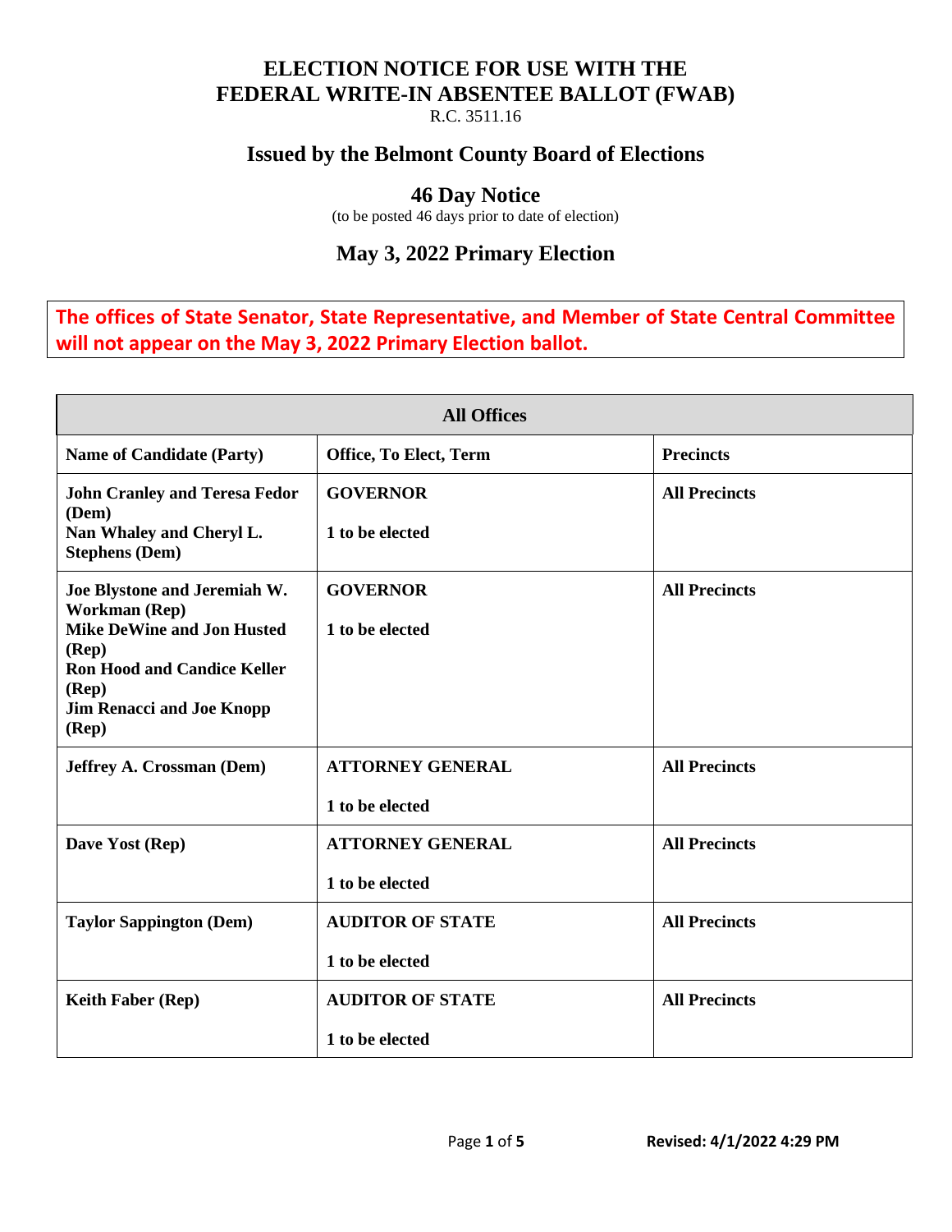# ELECTION NOTICE FOR USE WITH THE FEDERAL WRITE-IN ABSENTEE BALLOT (FWAB)

R.C. 3511.16

## Issued by the Belmont County Board of Elections

### 46 Day Notice

(to be posted 46 days prior to date of election)

## May 3, 2022 Primary Election

**The offices of State Senator, State Representative, and Member of State Central Committee will not appear on the May 3, 2022 Primary Election ballot.**

| All Offices | | |
|---|---|---|
| **Name of Candidate (Party)** | **Office, To Elect, Term** | **Precincts** |
| **John Cranley and Teresa Fedor (Dem)**<br>**Nan Whaley and Cheryl L. Stephens (Dem)** | **GOVERNOR**<br><br>**1 to be elected** | **All Precincts** |
| **Joe Blystone and Jeremiah W. Workman (Rep)**<br>**Mike DeWine and Jon Husted (Rep)**<br>**Ron Hood and Candice Keller (Rep)**<br>**Jim Renacci and Joe Knopp (Rep)** | **GOVERNOR**<br><br>**1 to be elected** | **All Precincts** |
| **Jeffrey A. Crossman (Dem)** | **ATTORNEY GENERAL**<br><br>**1 to be elected** | **All Precincts** |
| **Dave Yost (Rep)** | **ATTORNEY GENERAL**<br><br>**1 to be elected** | **All Precincts** |
| **Taylor Sappington (Dem)** | **AUDITOR OF STATE**<br><br>**1 to be elected** | **All Precincts** |
| **Keith Faber (Rep)** | **AUDITOR OF STATE**<br><br>**1 to be elected** | **All Precincts** |

**Revised: 4/1/2022 4:29 PM**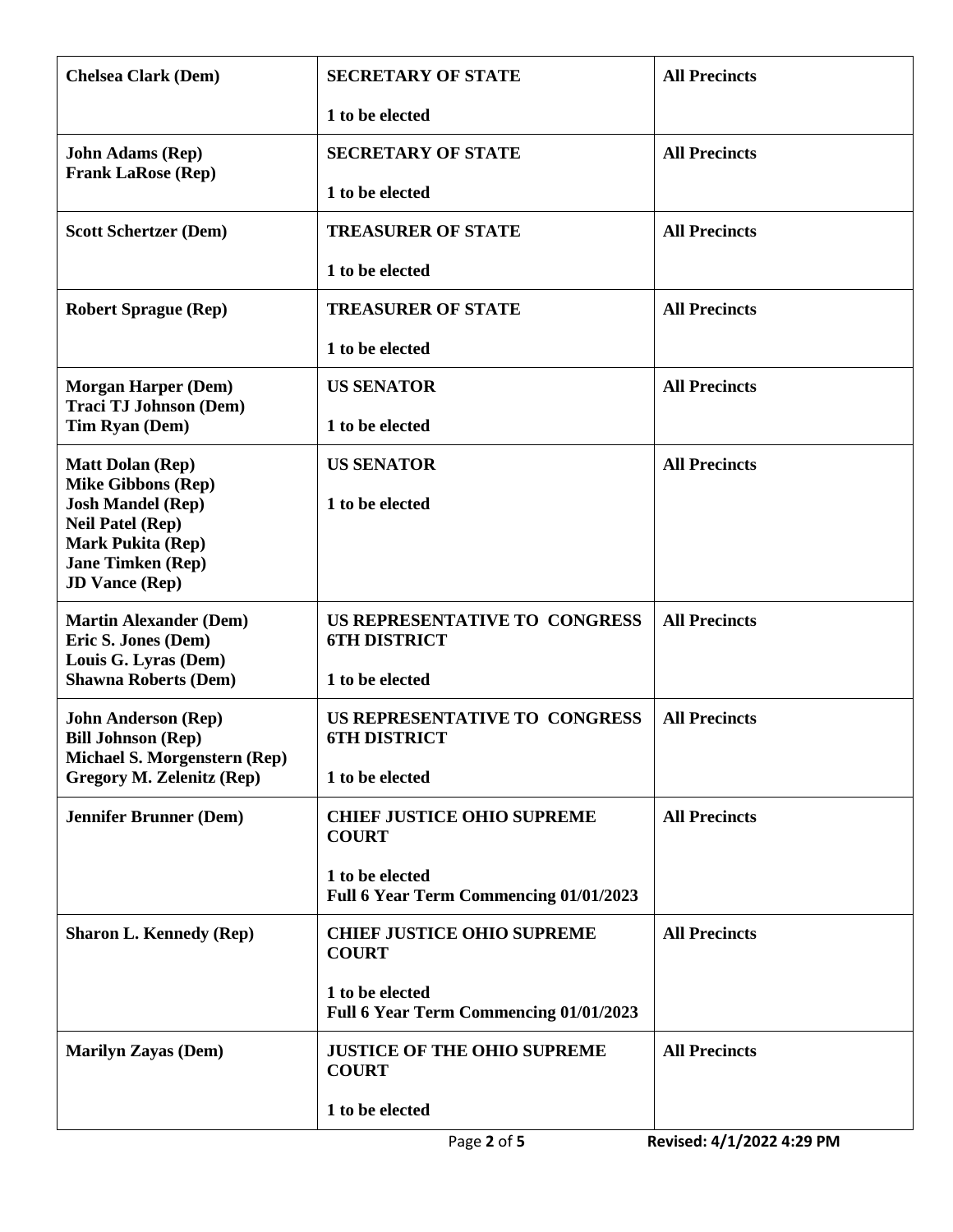| **Chelsea Clark (Dem)** | **SECRETARY OF STATE**<br><br>**1 to be elected** | **All Precincts** |
|---|---|---|
| **John Adams (Rep)**<br>**Frank LaRose (Rep)** | **SECRETARY OF STATE**<br><br>**1 to be elected** | **All Precincts** |
| **Scott Schertzer (Dem)** | **TREASURER OF STATE**<br><br>**1 to be elected** | **All Precincts** |
| **Robert Sprague (Rep)** | **TREASURER OF STATE**<br><br>**1 to be elected** | **All Precincts** |
| **Morgan Harper (Dem)**<br>**Traci TJ Johnson (Dem)**<br>**Tim Ryan (Dem)** | **US SENATOR**<br><br>**1 to be elected** | **All Precincts** |
| **Matt Dolan (Rep)**<br>**Mike Gibbons (Rep)**<br>**Josh Mandel (Rep)**<br>**Neil Patel (Rep)**<br>**Mark Pukita (Rep)**<br>**Jane Timken (Rep)**<br>**JD Vance (Rep)** | **US SENATOR**<br><br>**1 to be elected** | **All Precincts** |
| **Martin Alexander (Dem)**<br>**Eric S. Jones (Dem)**<br>**Louis G. Lyras (Dem)**<br>**Shawna Roberts (Dem)** | **US REPRESENTATIVE TO CONGRESS 6TH DISTRICT**<br><br>**1 to be elected** | **All Precincts** |
| **John Anderson (Rep)**<br>**Bill Johnson (Rep)**<br>**Michael S. Morgenstern (Rep)**<br>**Gregory M. Zelenitz (Rep)** | **US REPRESENTATIVE TO CONGRESS 6TH DISTRICT**<br><br>**1 to be elected** | **All Precincts** |
| **Jennifer Brunner (Dem)** | **CHIEF JUSTICE OHIO SUPREME COURT**<br><br>**1 to be elected**<br>**Full 6 Year Term Commencing 01/01/2023** | **All Precincts** |
| **Sharon L. Kennedy (Rep)** | **CHIEF JUSTICE OHIO SUPREME COURT**<br><br>**1 to be elected**<br>**Full 6 Year Term Commencing 01/01/2023** | **All Precincts** |
| **Marilyn Zayas (Dem)** | **JUSTICE OF THE OHIO SUPREME COURT**<br><br>**1 to be elected** | **All Precincts** |

**Revised: 4/1/2022 4:29 PM**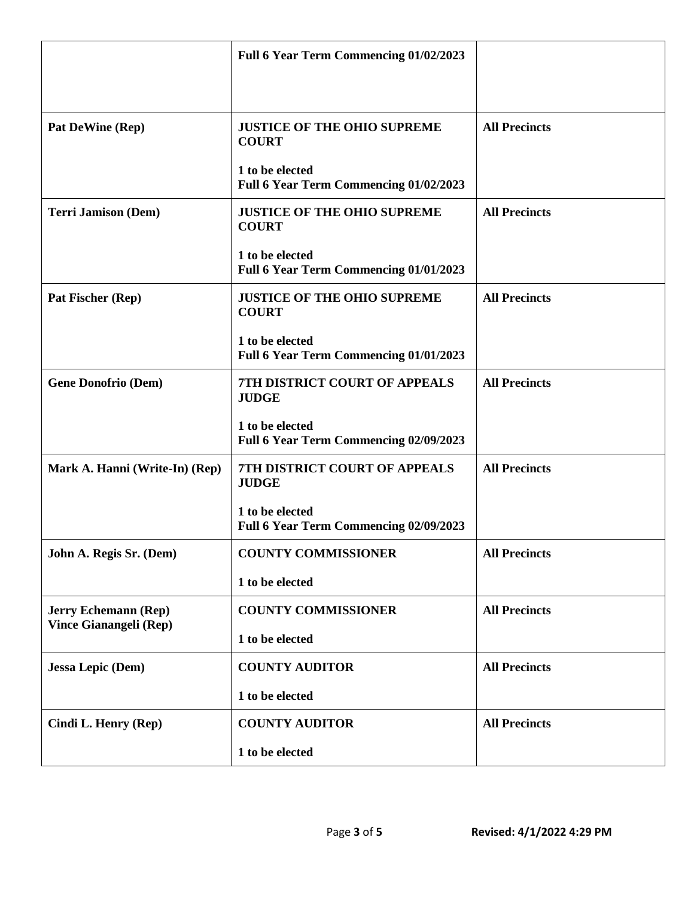| | | |
|---|---|---|
| | **Full 6 Year Term Commencing 01/02/2023** | |
| **Pat DeWine (Rep)** | **JUSTICE OF THE OHIO SUPREME COURT**<br><br>**1 to be elected**<br>**Full 6 Year Term Commencing 01/02/2023** | **All Precincts** |
| **Terri Jamison (Dem)** | **JUSTICE OF THE OHIO SUPREME COURT**<br><br>**1 to be elected**<br>**Full 6 Year Term Commencing 01/01/2023** | **All Precincts** |
| **Pat Fischer (Rep)** | **JUSTICE OF THE OHIO SUPREME COURT**<br><br>**1 to be elected**<br>**Full 6 Year Term Commencing 01/01/2023** | **All Precincts** |
| **Gene Donofrio (Dem)** | **7TH DISTRICT COURT OF APPEALS JUDGE**<br><br>**1 to be elected**<br>**Full 6 Year Term Commencing 02/09/2023** | **All Precincts** |
| **Mark A. Hanni (Write-In) (Rep)** | **7TH DISTRICT COURT OF APPEALS JUDGE**<br><br>**1 to be elected**<br>**Full 6 Year Term Commencing 02/09/2023** | **All Precincts** |
| **John A. Regis Sr. (Dem)** | **COUNTY COMMISSIONER**<br><br>**1 to be elected** | **All Precincts** |
| **Jerry Echemann (Rep)**<br>**Vince Gianangeli (Rep)** | **COUNTY COMMISSIONER**<br><br>**1 to be elected** | **All Precincts** |
| **Jessa Lepic (Dem)** | **COUNTY AUDITOR**<br><br>**1 to be elected** | **All Precincts** |
| **Cindi L. Henry (Rep)** | **COUNTY AUDITOR**<br><br>**1 to be elected** | **All Precincts** |

**Revised: 4/1/2022 4:29 PM**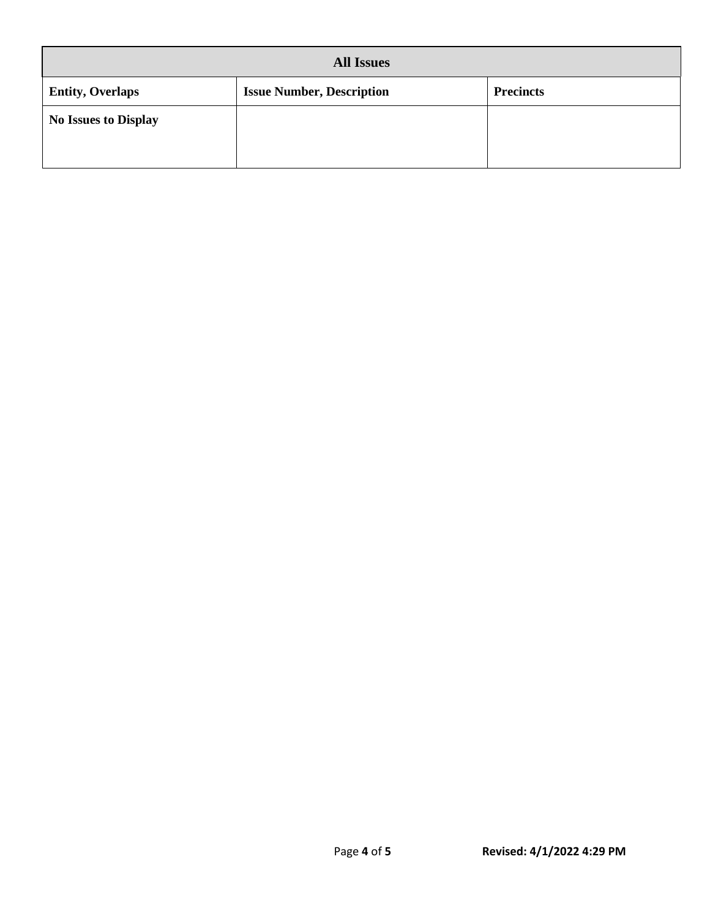| All Issues | | |
|---|---|---|
| **Entity, Overlaps** | **Issue Number, Description** | **Precincts** |
| **No Issues to Display** | | |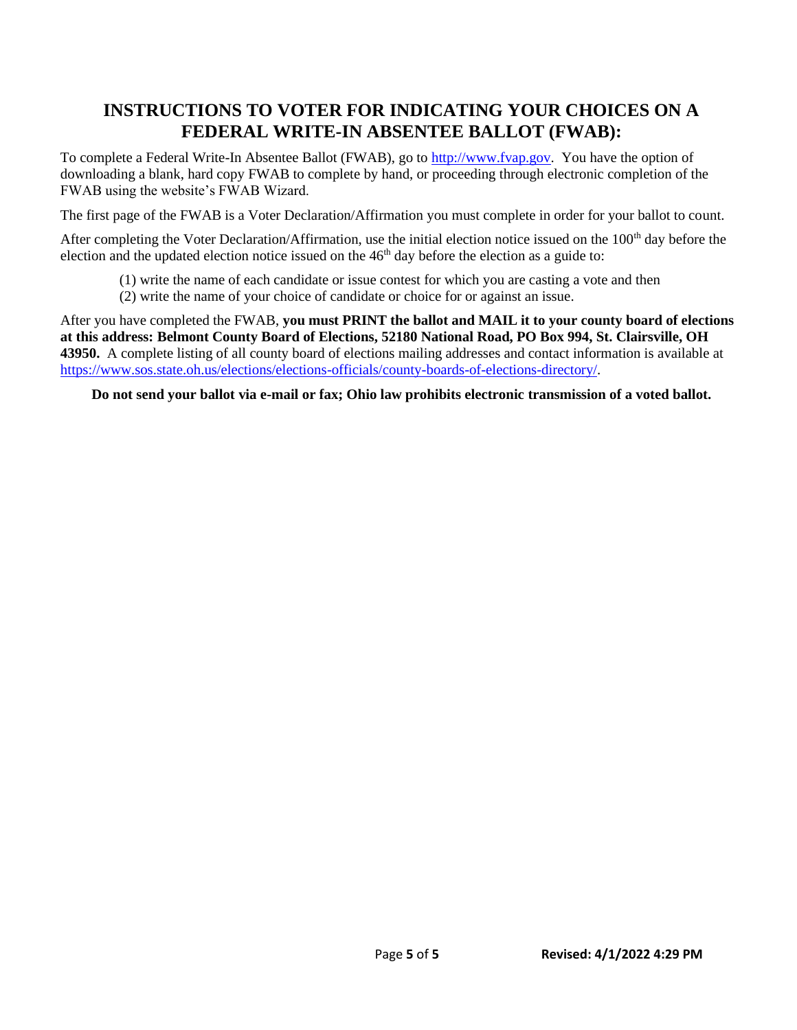## INSTRUCTIONS TO VOTER FOR INDICATING YOUR CHOICES ON A FEDERAL WRITE-IN ABSENTEE BALLOT (FWAB):

To complete a Federal Write-In Absentee Ballot (FWAB), go to http://www.fvap.gov. You have the option of downloading a blank, hard copy FWAB to complete by hand, or proceeding through electronic completion of the FWAB using the website's FWAB Wizard.

The first page of the FWAB is a Voter Declaration/Affirmation you must complete in order for your ballot to count.

After completing the Voter Declaration/Affirmation, use the initial election notice issued on the 100th day before the election and the updated election notice issued on the 46th day before the election as a guide to:

(1) write the name of each candidate or issue contest for which you are casting a vote and then
(2) write the name of your choice of candidate or choice for or against an issue.

After you have completed the FWAB, **you must PRINT the ballot and MAIL it to your county board of elections at this address: Belmont County Board of Elections, 52180 National Road, PO Box 994, St. Clairsville, OH 43950.** A complete listing of all county board of elections mailing addresses and contact information is available at https://www.sos.state.oh.us/elections/elections-officials/county-boards-of-elections-directory/.

**Do not send your ballot via e-mail or fax; Ohio law prohibits electronic transmission of a voted ballot.**

**Revised: 4/1/2022 4:29 PM**